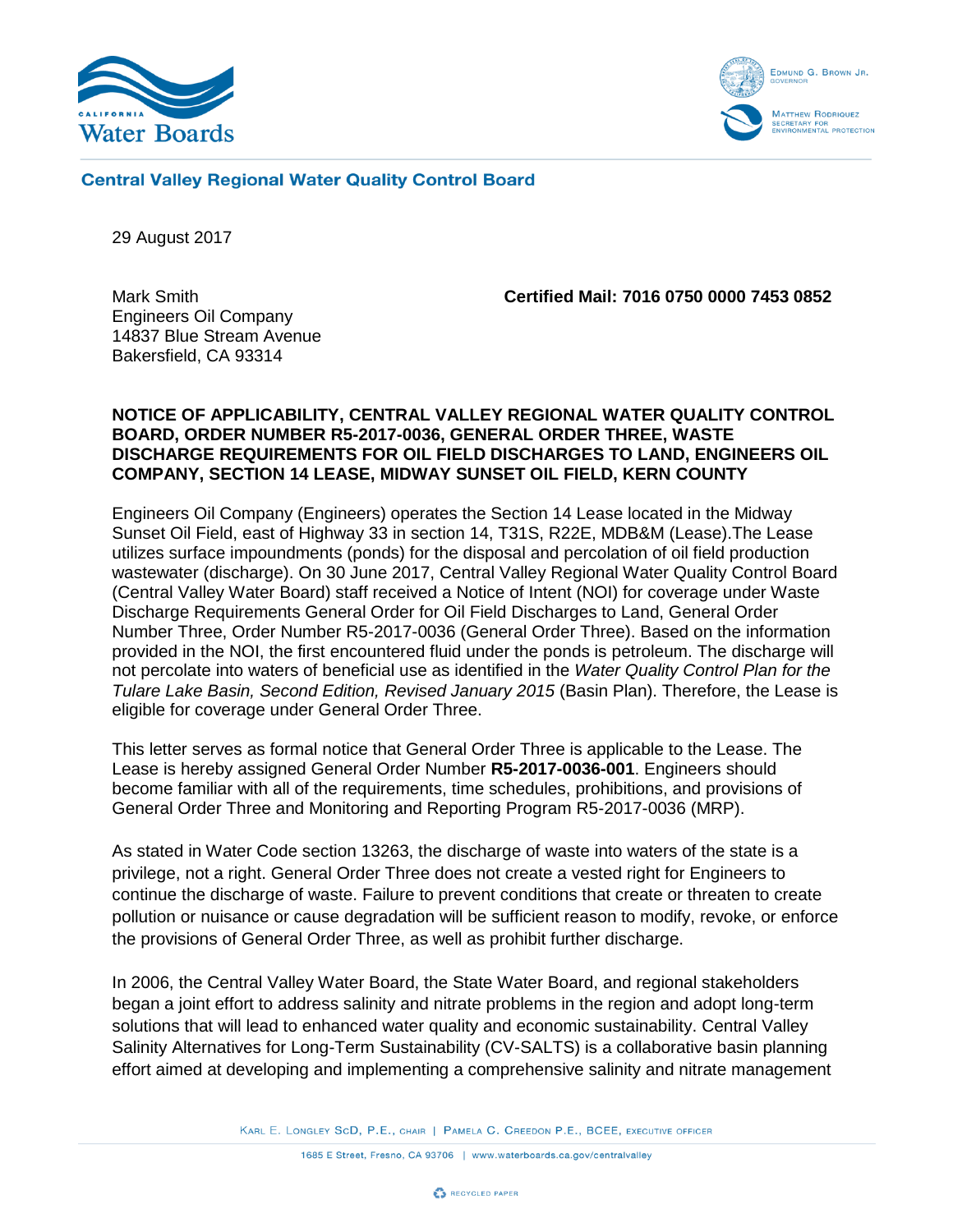Central Valley Regional Water Quality Control Board

29 August 2017

Mark Smith
Engineers Oil Company
14837 Blue Stream Avenue
Bakersfield, CA 93314

**Certified Mail: 7016 0750 0000 7453 0852**

**NOTICE OF APPLICABILITY, CENTRAL VALLEY REGIONAL WATER QUALITY CONTROL BOARD, ORDER NUMBER R5-2017-0036, GENERAL ORDER THREE, WASTE DISCHARGE REQUIREMENTS FOR OIL FIELD DISCHARGES TO LAND, ENGINEERS OIL COMPANY, SECTION 14 LEASE, MIDWAY SUNSET OIL FIELD, KERN COUNTY**

Engineers Oil Company (Engineers) operates the Section 14 Lease located in the Midway Sunset Oil Field, east of Highway 33 in section 14, T31S, R22E, MDB&M (Lease).The Lease utilizes surface impoundments (ponds) for the disposal and percolation of oil field production wastewater (discharge). On 30 June 2017, Central Valley Regional Water Quality Control Board (Central Valley Water Board) staff received a Notice of Intent (NOI) for coverage under Waste Discharge Requirements General Order for Oil Field Discharges to Land, General Order Number Three, Order Number R5-2017-0036 (General Order Three). Based on the information provided in the NOI, the first encountered fluid under the ponds is petroleum. The discharge will not percolate into waters of beneficial use as identified in the *Water Quality Control Plan for the Tulare Lake Basin, Second Edition, Revised January 2015* (Basin Plan). Therefore, the Lease is eligible for coverage under General Order Three.

This letter serves as formal notice that General Order Three is applicable to the Lease. The Lease is hereby assigned General Order Number **R5-2017-0036-001**. Engineers should become familiar with all of the requirements, time schedules, prohibitions, and provisions of General Order Three and Monitoring and Reporting Program R5-2017-0036 (MRP).

As stated in Water Code section 13263, the discharge of waste into waters of the state is a privilege, not a right. General Order Three does not create a vested right for Engineers to continue the discharge of waste. Failure to prevent conditions that create or threaten to create pollution or nuisance or cause degradation will be sufficient reason to modify, revoke, or enforce the provisions of General Order Three, as well as prohibit further discharge.

In 2006, the Central Valley Water Board, the State Water Board, and regional stakeholders began a joint effort to address salinity and nitrate problems in the region and adopt long-term solutions that will lead to enhanced water quality and economic sustainability. Central Valley Salinity Alternatives for Long-Term Sustainability (CV-SALTS) is a collaborative basin planning effort aimed at developing and implementing a comprehensive salinity and nitrate management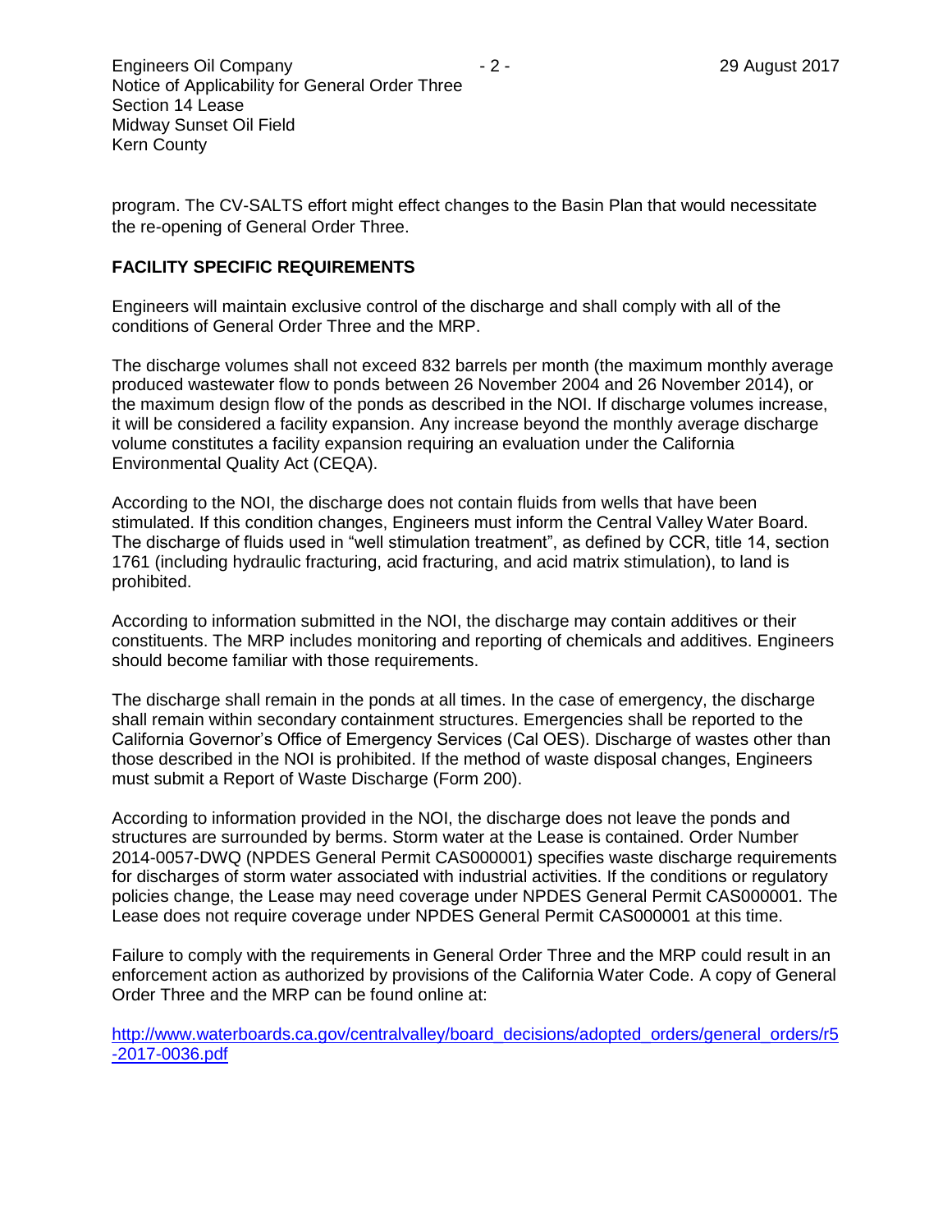program. The CV-SALTS effort might effect changes to the Basin Plan that would necessitate the re-opening of General Order Three.

## FACILITY SPECIFIC REQUIREMENTS

Engineers will maintain exclusive control of the discharge and shall comply with all of the conditions of General Order Three and the MRP.

The discharge volumes shall not exceed 832 barrels per month (the maximum monthly average produced wastewater flow to ponds between 26 November 2004 and 26 November 2014), or the maximum design flow of the ponds as described in the NOI. If discharge volumes increase, it will be considered a facility expansion. Any increase beyond the monthly average discharge volume constitutes a facility expansion requiring an evaluation under the California Environmental Quality Act (CEQA).

According to the NOI, the discharge does not contain fluids from wells that have been stimulated. If this condition changes, Engineers must inform the Central Valley Water Board. The discharge of fluids used in "well stimulation treatment", as defined by CCR, title 14, section 1761 (including hydraulic fracturing, acid fracturing, and acid matrix stimulation), to land is prohibited.

According to information submitted in the NOI, the discharge may contain additives or their constituents. The MRP includes monitoring and reporting of chemicals and additives. Engineers should become familiar with those requirements.

The discharge shall remain in the ponds at all times. In the case of emergency, the discharge shall remain within secondary containment structures. Emergencies shall be reported to the California Governor's Office of Emergency Services (Cal OES). Discharge of wastes other than those described in the NOI is prohibited. If the method of waste disposal changes, Engineers must submit a Report of Waste Discharge (Form 200).

According to information provided in the NOI, the discharge does not leave the ponds and structures are surrounded by berms. Storm water at the Lease is contained. Order Number 2014-0057-DWQ (NPDES General Permit CAS000001) specifies waste discharge requirements for discharges of storm water associated with industrial activities. If the conditions or regulatory policies change, the Lease may need coverage under NPDES General Permit CAS000001. The Lease does not require coverage under NPDES General Permit CAS000001 at this time.

Failure to comply with the requirements in General Order Three and the MRP could result in an enforcement action as authorized by provisions of the California Water Code. A copy of General Order Three and the MRP can be found online at:

http://www.waterboards.ca.gov/centralvalley/board_decisions/adopted_orders/general_orders/r5-2017-0036.pdf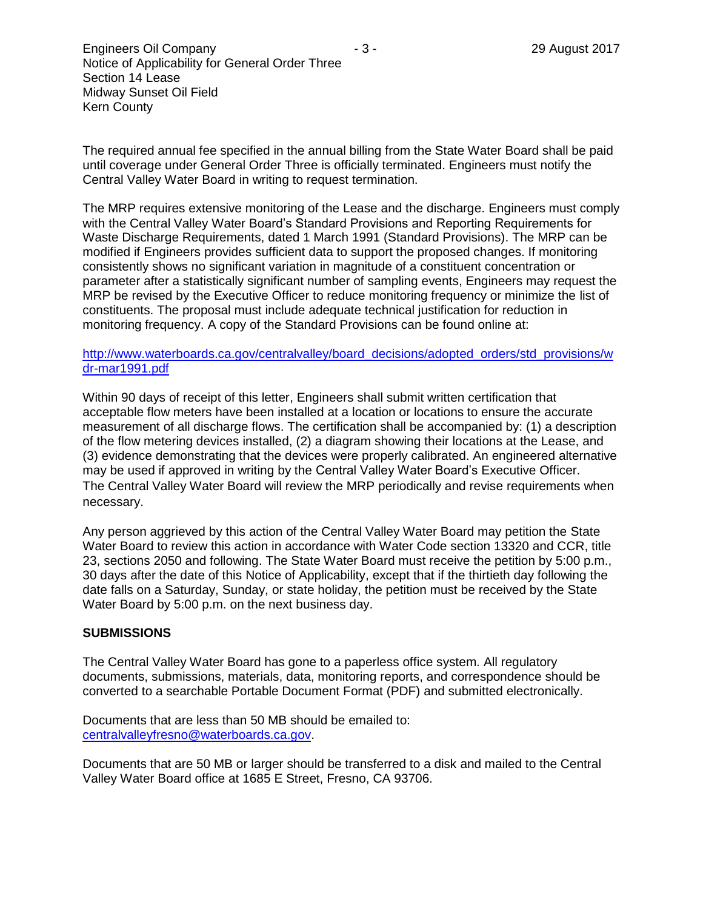The required annual fee specified in the annual billing from the State Water Board shall be paid until coverage under General Order Three is officially terminated. Engineers must notify the Central Valley Water Board in writing to request termination.

The MRP requires extensive monitoring of the Lease and the discharge. Engineers must comply with the Central Valley Water Board's Standard Provisions and Reporting Requirements for Waste Discharge Requirements, dated 1 March 1991 (Standard Provisions). The MRP can be modified if Engineers provides sufficient data to support the proposed changes. If monitoring consistently shows no significant variation in magnitude of a constituent concentration or parameter after a statistically significant number of sampling events, Engineers may request the MRP be revised by the Executive Officer to reduce monitoring frequency or minimize the list of constituents. The proposal must include adequate technical justification for reduction in monitoring frequency. A copy of the Standard Provisions can be found online at:

http://www.waterboards.ca.gov/centralvalley/board_decisions/adopted_orders/std_provisions/wdr-mar1991.pdf

Within 90 days of receipt of this letter, Engineers shall submit written certification that acceptable flow meters have been installed at a location or locations to ensure the accurate measurement of all discharge flows. The certification shall be accompanied by: (1) a description of the flow metering devices installed, (2) a diagram showing their locations at the Lease, and (3) evidence demonstrating that the devices were properly calibrated. An engineered alternative may be used if approved in writing by the Central Valley Water Board's Executive Officer. The Central Valley Water Board will review the MRP periodically and revise requirements when necessary.

Any person aggrieved by this action of the Central Valley Water Board may petition the State Water Board to review this action in accordance with Water Code section 13320 and CCR, title 23, sections 2050 and following. The State Water Board must receive the petition by 5:00 p.m., 30 days after the date of this Notice of Applicability, except that if the thirtieth day following the date falls on a Saturday, Sunday, or state holiday, the petition must be received by the State Water Board by 5:00 p.m. on the next business day.

**SUBMISSIONS**

The Central Valley Water Board has gone to a paperless office system. All regulatory documents, submissions, materials, data, monitoring reports, and correspondence should be converted to a searchable Portable Document Format (PDF) and submitted electronically.

Documents that are less than 50 MB should be emailed to:
centralvalleyfresno@waterboards.ca.gov.

Documents that are 50 MB or larger should be transferred to a disk and mailed to the Central Valley Water Board office at 1685 E Street, Fresno, CA 93706.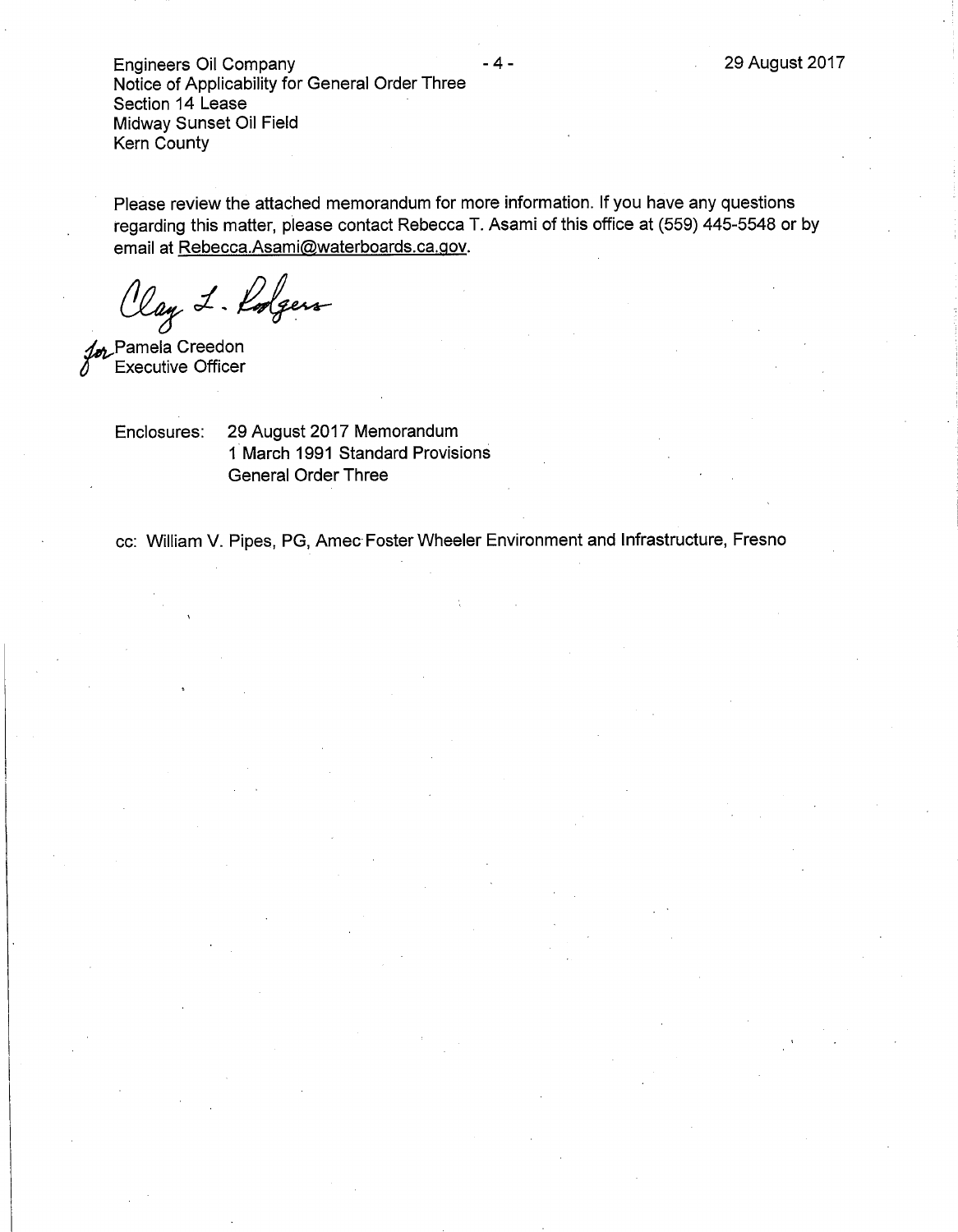Please review the attached memorandum for more information. If you have any questions regarding this matter, please contact Rebecca T. Asami of this office at (559) 445-5548 or by email at Rebecca.Asami@waterboards.ca.gov.

Clay L. Rodgers

for Pamela Creedon
Executive Officer

Enclosures: 29 August 2017 Memorandum
1 March 1991 Standard Provisions
General Order Three

cc: William V. Pipes, PG, Amec Foster Wheeler Environment and Infrastructure, Fresno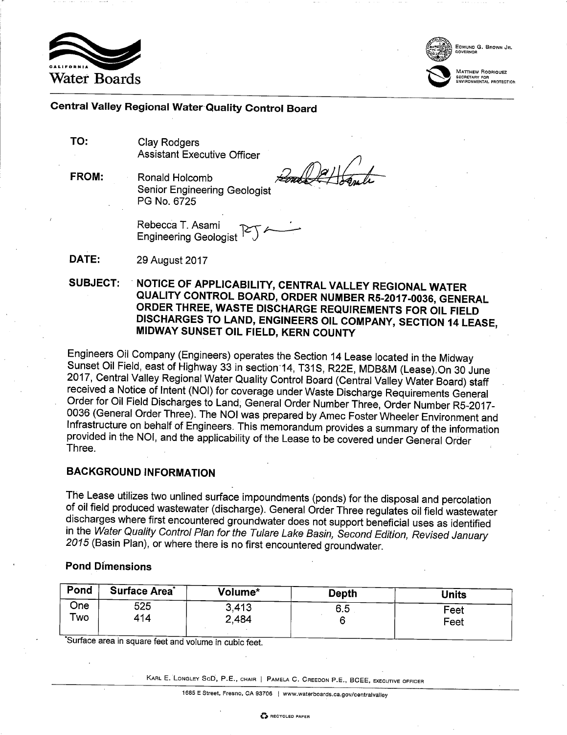California Water Boards

EDMUND G. BROWN JR.
GOVERNOR

MATTHEW RODRIQUEZ
SECRETARY FOR
ENVIRONMENTAL PROTECTION

**Central Valley Regional Water Quality Control Board**

**TO:** Clay Rodgers
Assistant Executive Officer

**FROM:** Ronald Holcomb
Senior Engineering Geologist
PG No. 6725

Rebecca T. Asami
Engineering Geologist

**DATE:** 29 August 2017

**SUBJECT: NOTICE OF APPLICABILITY, CENTRAL VALLEY REGIONAL WATER QUALITY CONTROL BOARD, ORDER NUMBER R5-2017-0036, GENERAL ORDER THREE, WASTE DISCHARGE REQUIREMENTS FOR OIL FIELD DISCHARGES TO LAND, ENGINEERS OIL COMPANY, SECTION 14 LEASE, MIDWAY SUNSET OIL FIELD, KERN COUNTY**

Engineers Oil Company (Engineers) operates the Section 14 Lease located in the Midway Sunset Oil Field, east of Highway 33 in section 14, T31S, R22E, MDB&M (Lease).On 30 June 2017, Central Valley Regional Water Quality Control Board (Central Valley Water Board) staff received a Notice of Intent (NOI) for coverage under Waste Discharge Requirements General Order for Oil Field Discharges to Land, General Order Number Three, Order Number R5-2017-0036 (General Order Three). The NOI was prepared by Amec Foster Wheeler Environment and Infrastructure on behalf of Engineers. This memorandum provides a summary of the information provided in the NOI, and the applicability of the Lease to be covered under General Order Three.

## BACKGROUND INFORMATION

The Lease utilizes two unlined surface impoundments (ponds) for the disposal and percolation of oil field produced wastewater (discharge). General Order Three regulates oil field wastewater discharges where first encountered groundwater does not support beneficial uses as identified in the *Water Quality Control Plan for the Tulare Lake Basin, Second Edition, Revised January 2015* (Basin Plan), or where there is no first encountered groundwater.

### Pond Dimensions

| Pond | Surface Area* | Volume* | Depth | Units |
|---|---|---|---|---|
| One | 525 | 3,413 | 6.5 | Feet |
| Two | 414 | 2,484 | 6 | Feet |

*Surface area in square feet and volume in cubic feet.

KARL E. LONGLEY ScD, P.E., CHAIR | PAMELA C. CREEDON P.E., BCEE, EXECUTIVE OFFICER

1685 E Street, Fresno, CA 93706 | www.waterboards.ca.gov/centralvalley

RECYCLED PAPER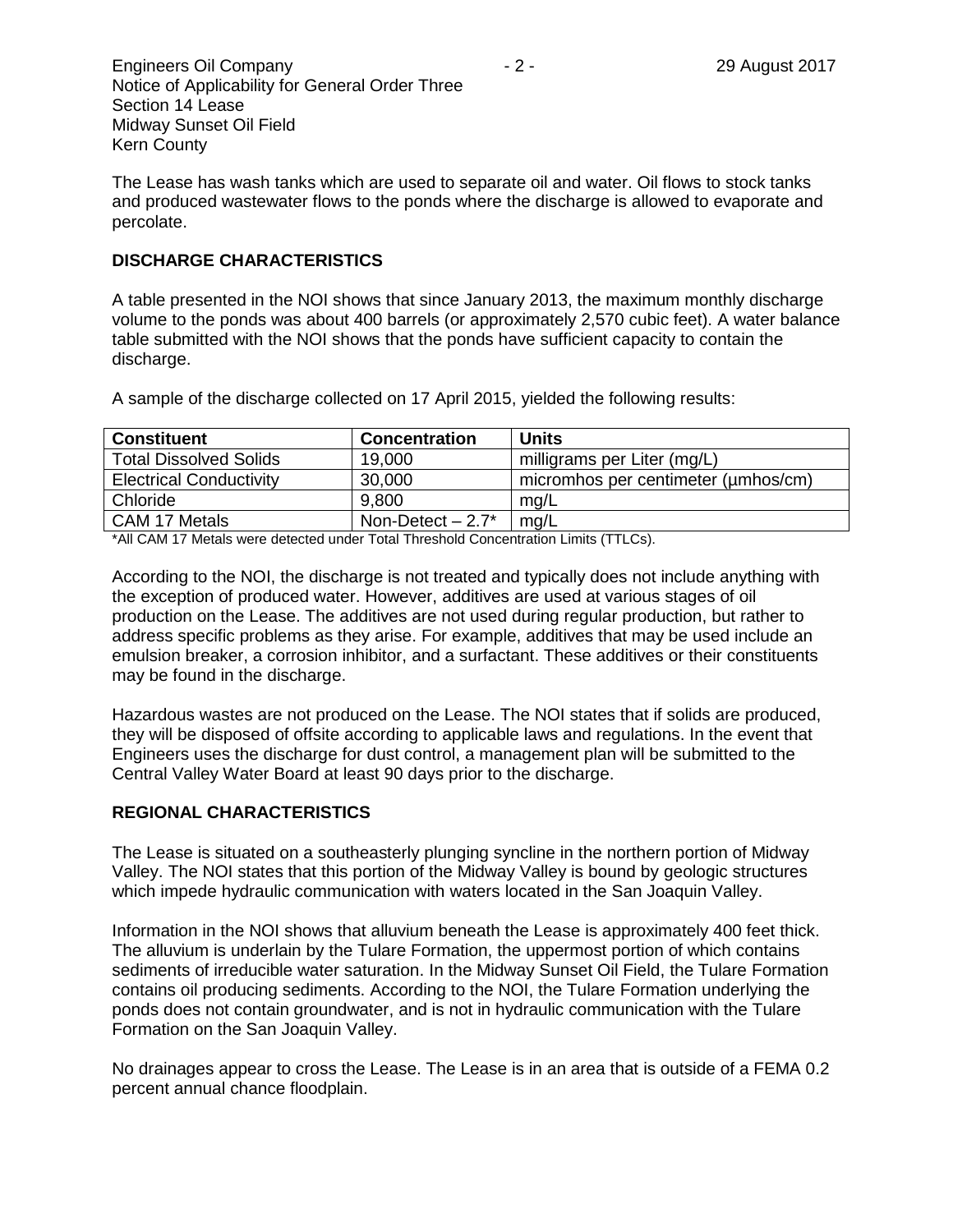The Lease has wash tanks which are used to separate oil and water. Oil flows to stock tanks and produced wastewater flows to the ponds where the discharge is allowed to evaporate and percolate.

## DISCHARGE CHARACTERISTICS

A table presented in the NOI shows that since January 2013, the maximum monthly discharge volume to the ponds was about 400 barrels (or approximately 2,570 cubic feet). A water balance table submitted with the NOI shows that the ponds have sufficient capacity to contain the discharge.

A sample of the discharge collected on 17 April 2015, yielded the following results:

| Constituent | Concentration | Units |
| --- | --- | --- |
| Total Dissolved Solids | 19,000 | milligrams per Liter (mg/L) |
| Electrical Conductivity | 30,000 | micromhos per centimeter (μmhos/cm) |
| Chloride | 9,800 | mg/L |
| CAM 17 Metals | Non-Detect – 2.7* | mg/L |

*All CAM 17 Metals were detected under Total Threshold Concentration Limits (TTLCs).

According to the NOI, the discharge is not treated and typically does not include anything with the exception of produced water. However, additives are used at various stages of oil production on the Lease. The additives are not used during regular production, but rather to address specific problems as they arise. For example, additives that may be used include an emulsion breaker, a corrosion inhibitor, and a surfactant. These additives or their constituents may be found in the discharge.

Hazardous wastes are not produced on the Lease. The NOI states that if solids are produced, they will be disposed of offsite according to applicable laws and regulations. In the event that Engineers uses the discharge for dust control, a management plan will be submitted to the Central Valley Water Board at least 90 days prior to the discharge.

## REGIONAL CHARACTERISTICS

The Lease is situated on a southeasterly plunging syncline in the northern portion of Midway Valley. The NOI states that this portion of the Midway Valley is bound by geologic structures which impede hydraulic communication with waters located in the San Joaquin Valley.

Information in the NOI shows that alluvium beneath the Lease is approximately 400 feet thick. The alluvium is underlain by the Tulare Formation, the uppermost portion of which contains sediments of irreducible water saturation. In the Midway Sunset Oil Field, the Tulare Formation contains oil producing sediments. According to the NOI, the Tulare Formation underlying the ponds does not contain groundwater, and is not in hydraulic communication with the Tulare Formation on the San Joaquin Valley.

No drainages appear to cross the Lease. The Lease is in an area that is outside of a FEMA 0.2 percent annual chance floodplain.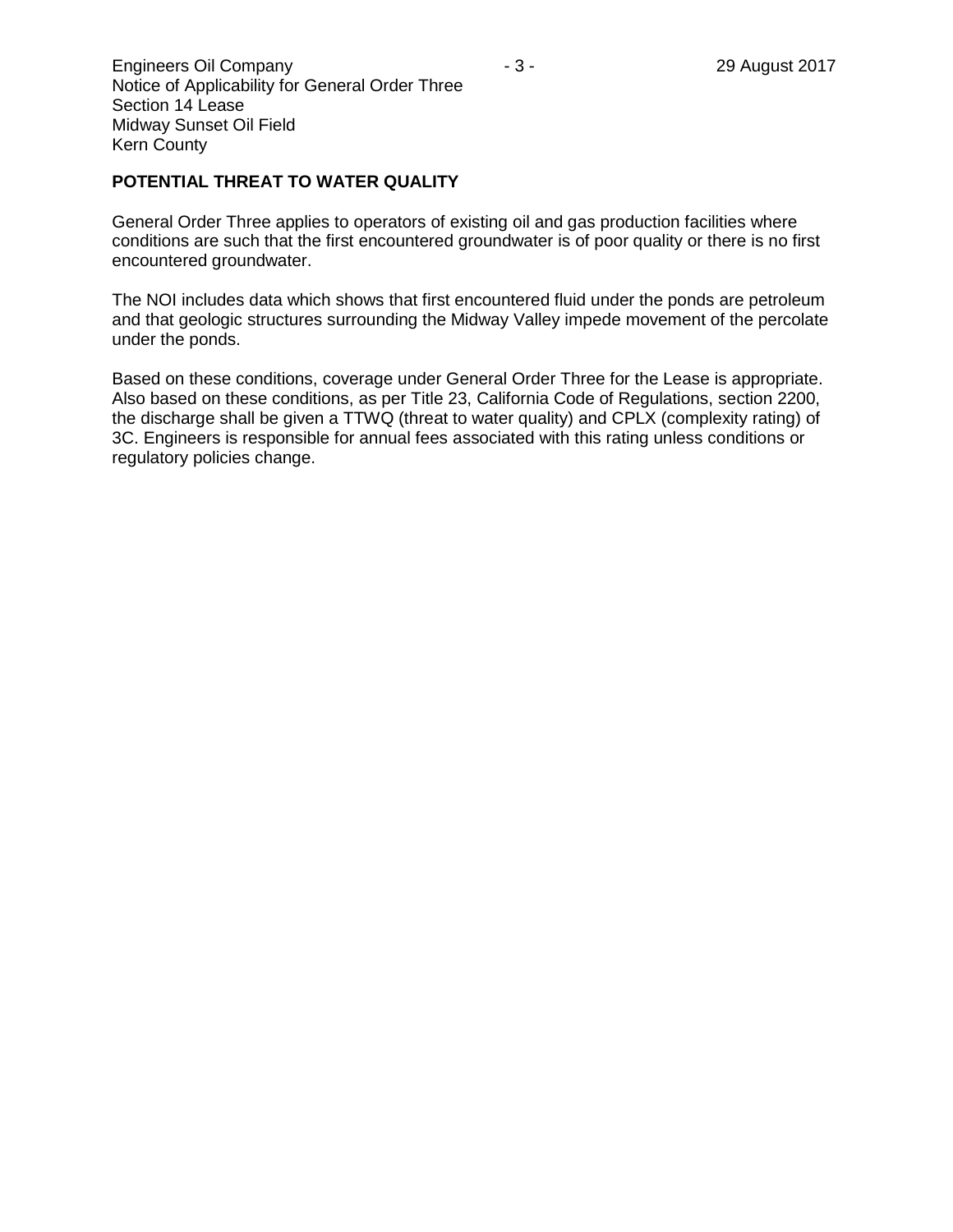## POTENTIAL THREAT TO WATER QUALITY

General Order Three applies to operators of existing oil and gas production facilities where conditions are such that the first encountered groundwater is of poor quality or there is no first encountered groundwater.

The NOI includes data which shows that first encountered fluid under the ponds are petroleum and that geologic structures surrounding the Midway Valley impede movement of the percolate under the ponds.

Based on these conditions, coverage under General Order Three for the Lease is appropriate. Also based on these conditions, as per Title 23, California Code of Regulations, section 2200, the discharge shall be given a TTWQ (threat to water quality) and CPLX (complexity rating) of 3C. Engineers is responsible for annual fees associated with this rating unless conditions or regulatory policies change.